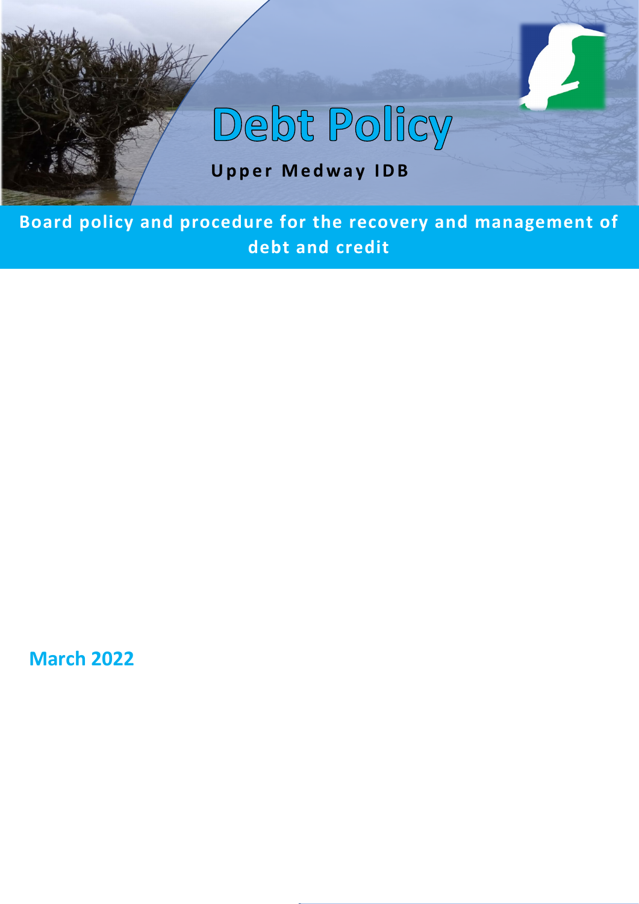# Debt Policy

**Upper Medway IDB**

**Board policy and procedure for the recovery and management of debt and credit**

**March 2022**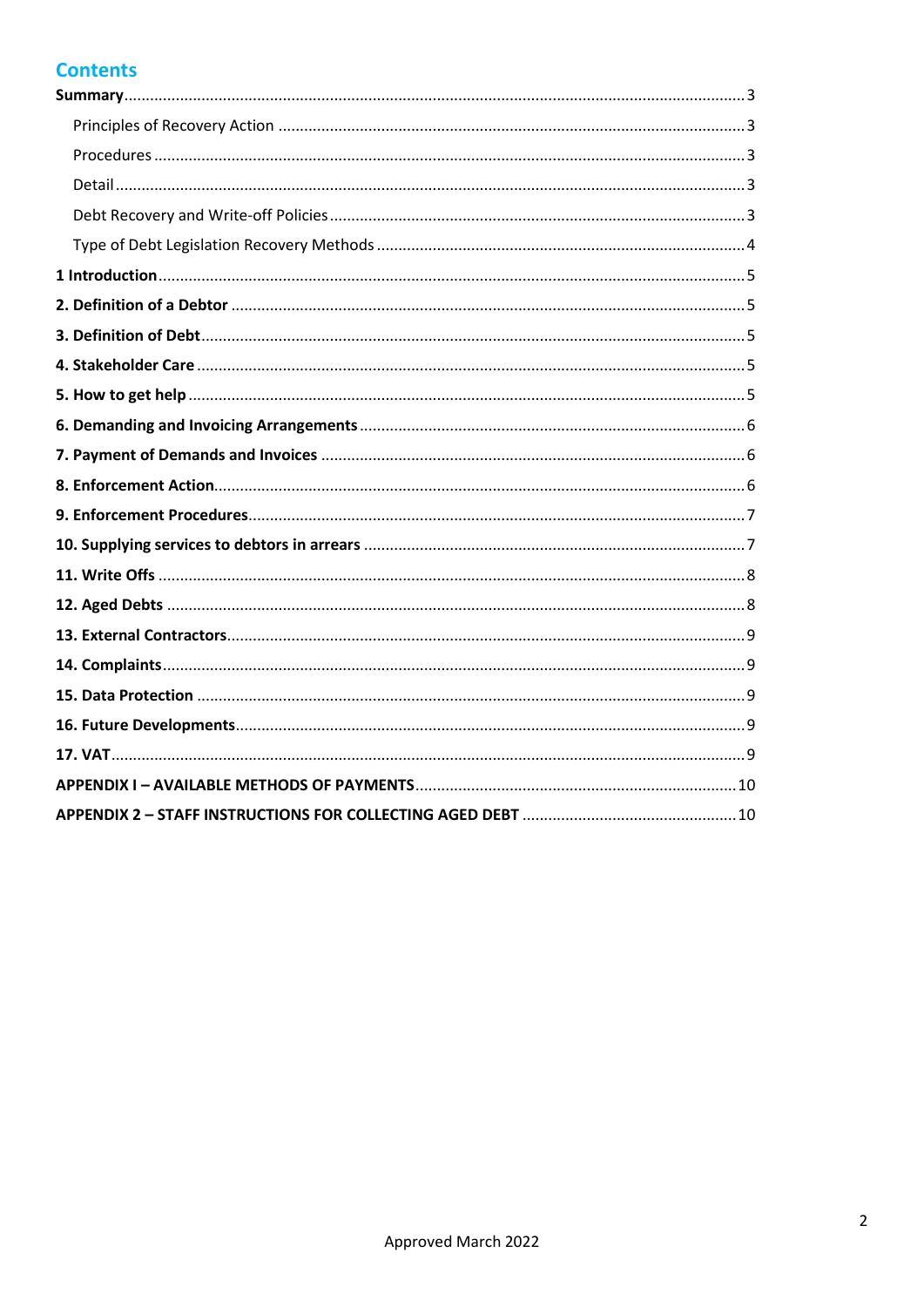## Contents

**Summary** ... 3

- Principles of Recovery Action ... 3
- Procedures ... 3
- Detail ... 3
- Debt Recovery and Write-off Policies ... 3
- Type of Debt Legislation Recovery Methods ... 4

**1 Introduction** ... 5

**2. Definition of a Debtor** ... 5

**3. Definition of Debt** ... 5

**4. Stakeholder Care** ... 5

**5. How to get help** ... 5

**6. Demanding and Invoicing Arrangements** ... 6

**7. Payment of Demands and Invoices** ... 6

**8. Enforcement Action** ... 6

**9. Enforcement Procedures** ... 7

**10. Supplying services to debtors in arrears** ... 7

**11. Write Offs** ... 8

**12. Aged Debts** ... 8

**13. External Contractors** ... 9

**14. Complaints** ... 9

**15. Data Protection** ... 9

**16. Future Developments** ... 9

**17. VAT** ... 9

**APPENDIX I – AVAILABLE METHODS OF PAYMENTS** ... 10

**APPENDIX 2 – STAFF INSTRUCTIONS FOR COLLECTING AGED DEBT** ... 10

Approved March 2022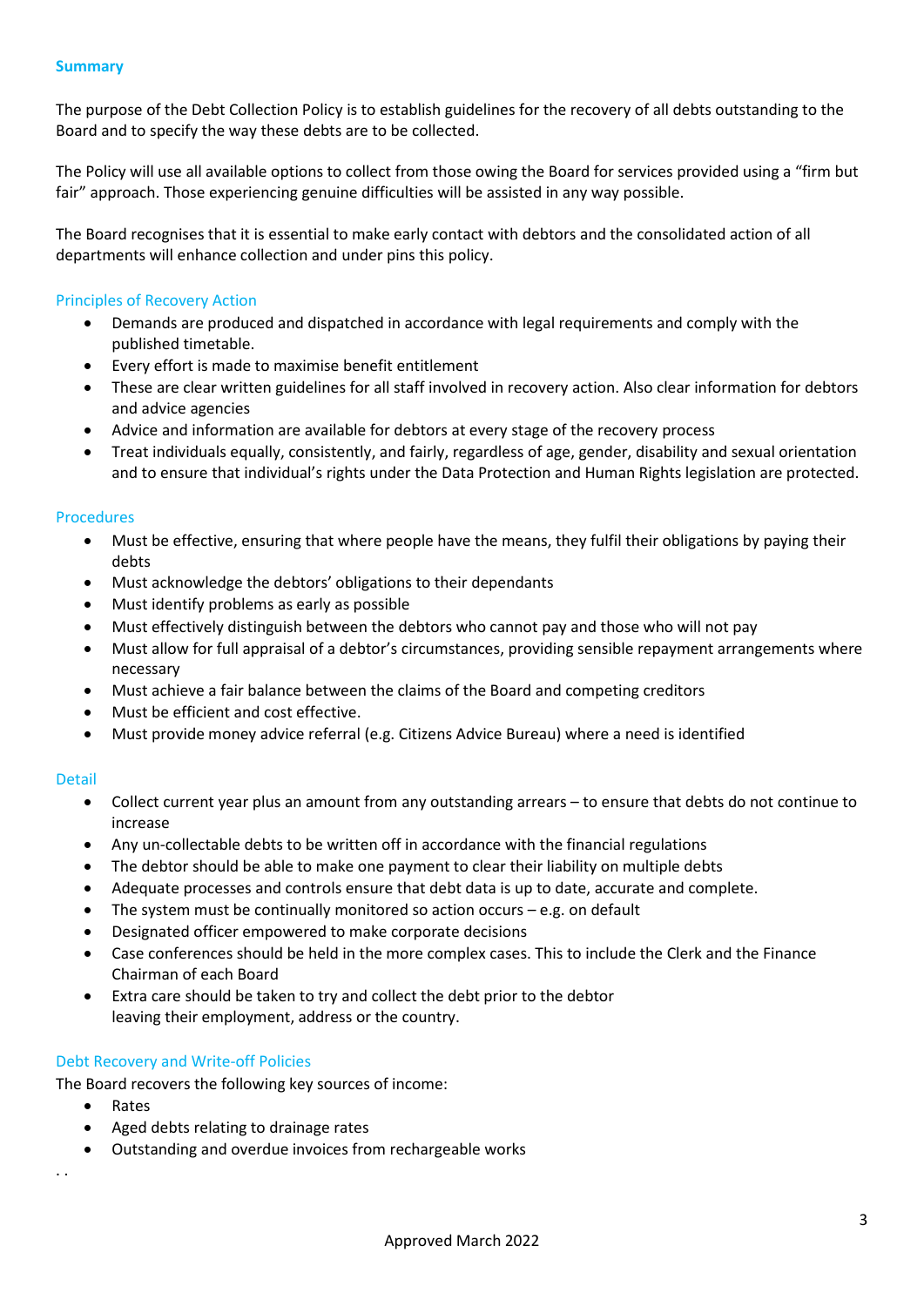## Summary

The purpose of the Debt Collection Policy is to establish guidelines for the recovery of all debts outstanding to the Board and to specify the way these debts are to be collected.

The Policy will use all available options to collect from those owing the Board for services provided using a "firm but fair" approach. Those experiencing genuine difficulties will be assisted in any way possible.

The Board recognises that it is essential to make early contact with debtors and the consolidated action of all departments will enhance collection and under pins this policy.

### Principles of Recovery Action

- Demands are produced and dispatched in accordance with legal requirements and comply with the published timetable.
- Every effort is made to maximise benefit entitlement
- These are clear written guidelines for all staff involved in recovery action. Also clear information for debtors and advice agencies
- Advice and information are available for debtors at every stage of the recovery process
- Treat individuals equally, consistently, and fairly, regardless of age, gender, disability and sexual orientation and to ensure that individual's rights under the Data Protection and Human Rights legislation are protected.

### Procedures

- Must be effective, ensuring that where people have the means, they fulfil their obligations by paying their debts
- Must acknowledge the debtors' obligations to their dependants
- Must identify problems as early as possible
- Must effectively distinguish between the debtors who cannot pay and those who will not pay
- Must allow for full appraisal of a debtor's circumstances, providing sensible repayment arrangements where necessary
- Must achieve a fair balance between the claims of the Board and competing creditors
- Must be efficient and cost effective.
- Must provide money advice referral (e.g. Citizens Advice Bureau) where a need is identified

### Detail

- Collect current year plus an amount from any outstanding arrears – to ensure that debts do not continue to increase
- Any un-collectable debts to be written off in accordance with the financial regulations
- The debtor should be able to make one payment to clear their liability on multiple debts
- Adequate processes and controls ensure that debt data is up to date, accurate and complete.
- The system must be continually monitored so action occurs – e.g. on default
- Designated officer empowered to make corporate decisions
- Case conferences should be held in the more complex cases. This to include the Clerk and the Finance Chairman of each Board
- Extra care should be taken to try and collect the debt prior to the debtor leaving their employment, address or the country.

### Debt Recovery and Write-off Policies

The Board recovers the following key sources of income:

- Rates
- Aged debts relating to drainage rates
- Outstanding and overdue invoices from rechargeable works

. .

Approved March 2022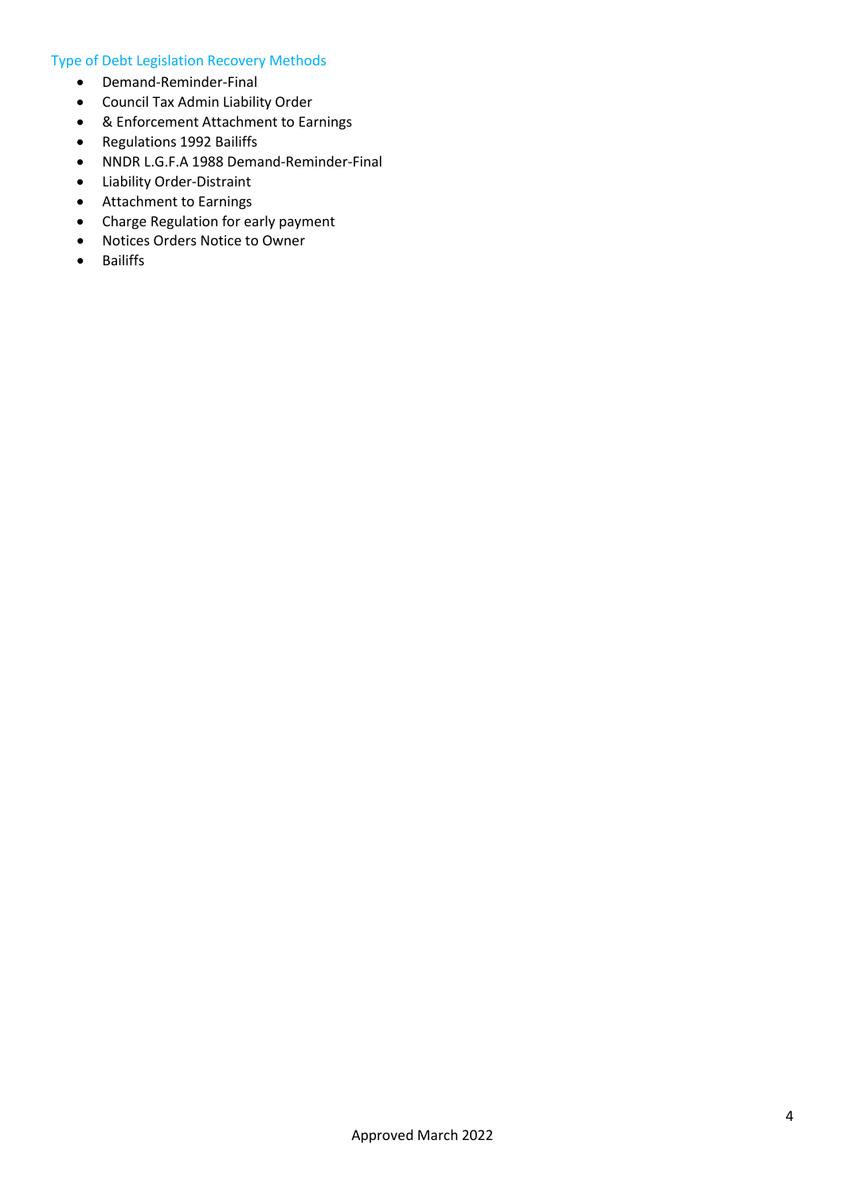## Type of Debt Legislation Recovery Methods

- Demand-Reminder-Final
- Council Tax Admin Liability Order
- & Enforcement Attachment to Earnings
- Regulations 1992 Bailiffs
- NNDR L.G.F.A 1988 Demand-Reminder-Final
- Liability Order-Distraint
- Attachment to Earnings
- Charge Regulation for early payment
- Notices Orders Notice to Owner
- Bailiffs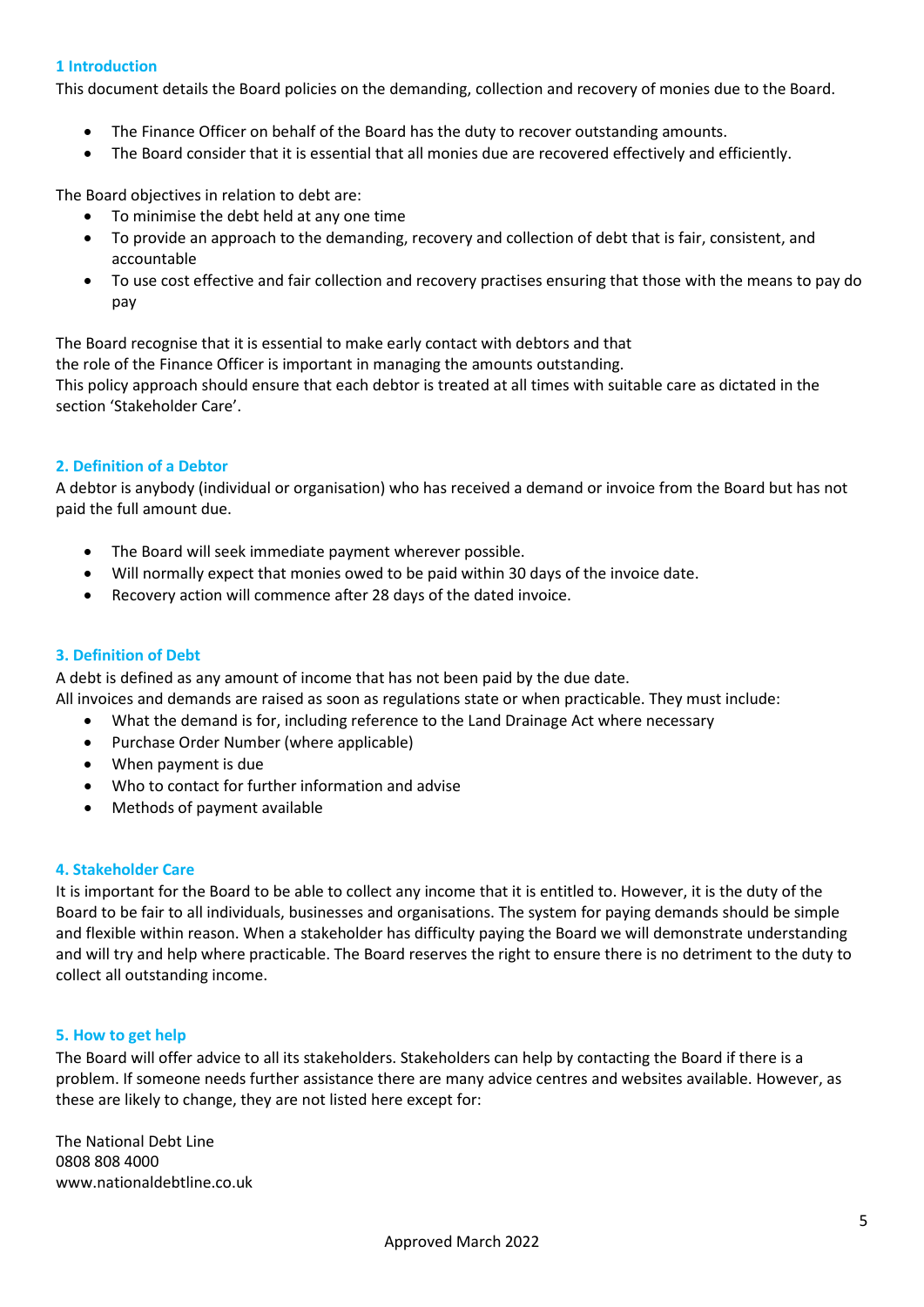## 1 Introduction

This document details the Board policies on the demanding, collection and recovery of monies due to the Board.

- The Finance Officer on behalf of the Board has the duty to recover outstanding amounts.
- The Board consider that it is essential that all monies due are recovered effectively and efficiently.

The Board objectives in relation to debt are:

- To minimise the debt held at any one time
- To provide an approach to the demanding, recovery and collection of debt that is fair, consistent, and accountable
- To use cost effective and fair collection and recovery practises ensuring that those with the means to pay do pay

The Board recognise that it is essential to make early contact with debtors and that the role of the Finance Officer is important in managing the amounts outstanding.
This policy approach should ensure that each debtor is treated at all times with suitable care as dictated in the section 'Stakeholder Care'.

## 2. Definition of a Debtor

A debtor is anybody (individual or organisation) who has received a demand or invoice from the Board but has not paid the full amount due.

- The Board will seek immediate payment wherever possible.
- Will normally expect that monies owed to be paid within 30 days of the invoice date.
- Recovery action will commence after 28 days of the dated invoice.

## 3. Definition of Debt

A debt is defined as any amount of income that has not been paid by the due date.
All invoices and demands are raised as soon as regulations state or when practicable. They must include:

- What the demand is for, including reference to the Land Drainage Act where necessary
- Purchase Order Number (where applicable)
- When payment is due
- Who to contact for further information and advise
- Methods of payment available

## 4. Stakeholder Care

It is important for the Board to be able to collect any income that it is entitled to. However, it is the duty of the Board to be fair to all individuals, businesses and organisations. The system for paying demands should be simple and flexible within reason. When a stakeholder has difficulty paying the Board we will demonstrate understanding and will try and help where practicable. The Board reserves the right to ensure there is no detriment to the duty to collect all outstanding income.

## 5. How to get help

The Board will offer advice to all its stakeholders. Stakeholders can help by contacting the Board if there is a problem. If someone needs further assistance there are many advice centres and websites available. However, as these are likely to change, they are not listed here except for:

The National Debt Line
0808 808 4000
www.nationaldebtline.co.uk

Approved March 2022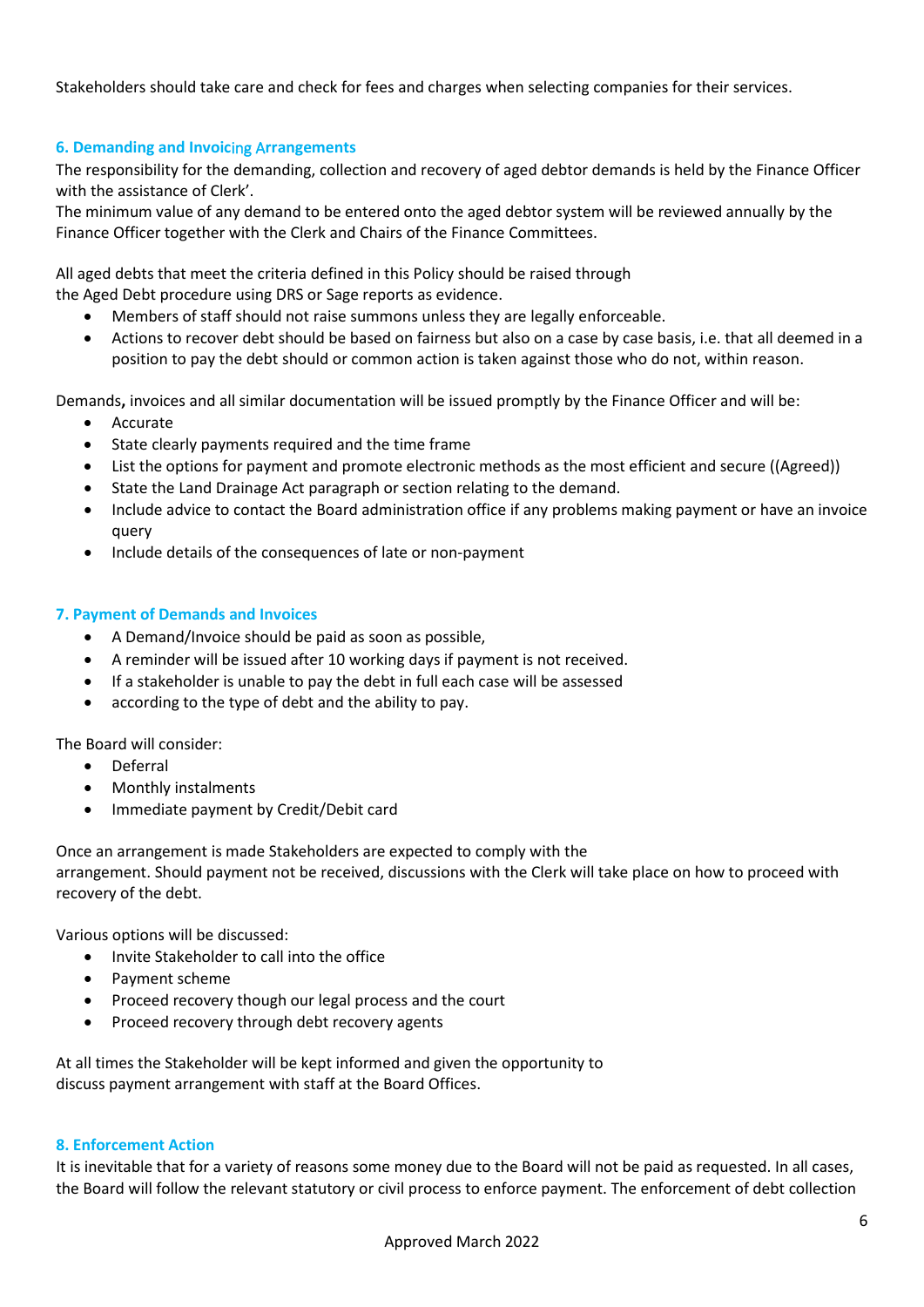Stakeholders should take care and check for fees and charges when selecting companies for their services.

### 6. Demanding and Invoicing Arrangements

The responsibility for the demanding, collection and recovery of aged debtor demands is held by the Finance Officer with the assistance of Clerk'.
The minimum value of any demand to be entered onto the aged debtor system will be reviewed annually by the Finance Officer together with the Clerk and Chairs of the Finance Committees.

All aged debts that meet the criteria defined in this Policy should be raised through the Aged Debt procedure using DRS or Sage reports as evidence.

- Members of staff should not raise summons unless they are legally enforceable.
- Actions to recover debt should be based on fairness but also on a case by case basis, i.e. that all deemed in a position to pay the debt should or common action is taken against those who do not, within reason.

Demands**,** invoices and all similar documentation will be issued promptly by the Finance Officer and will be:

- Accurate
- State clearly payments required and the time frame
- List the options for payment and promote electronic methods as the most efficient and secure ((Agreed))
- State the Land Drainage Act paragraph or section relating to the demand.
- Include advice to contact the Board administration office if any problems making payment or have an invoice query
- Include details of the consequences of late or non-payment

### 7. Payment of Demands and Invoices

- A Demand/Invoice should be paid as soon as possible,
- A reminder will be issued after 10 working days if payment is not received.
- If a stakeholder is unable to pay the debt in full each case will be assessed
- according to the type of debt and the ability to pay.

The Board will consider:

- Deferral
- Monthly instalments
- Immediate payment by Credit/Debit card

Once an arrangement is made Stakeholders are expected to comply with the arrangement. Should payment not be received, discussions with the Clerk will take place on how to proceed with recovery of the debt.

Various options will be discussed:

- Invite Stakeholder to call into the office
- Payment scheme
- Proceed recovery though our legal process and the court
- Proceed recovery through debt recovery agents

At all times the Stakeholder will be kept informed and given the opportunity to discuss payment arrangement with staff at the Board Offices.

### 8. Enforcement Action

It is inevitable that for a variety of reasons some money due to the Board will not be paid as requested. In all cases, the Board will follow the relevant statutory or civil process to enforce payment. The enforcement of debt collection

Approved March 2022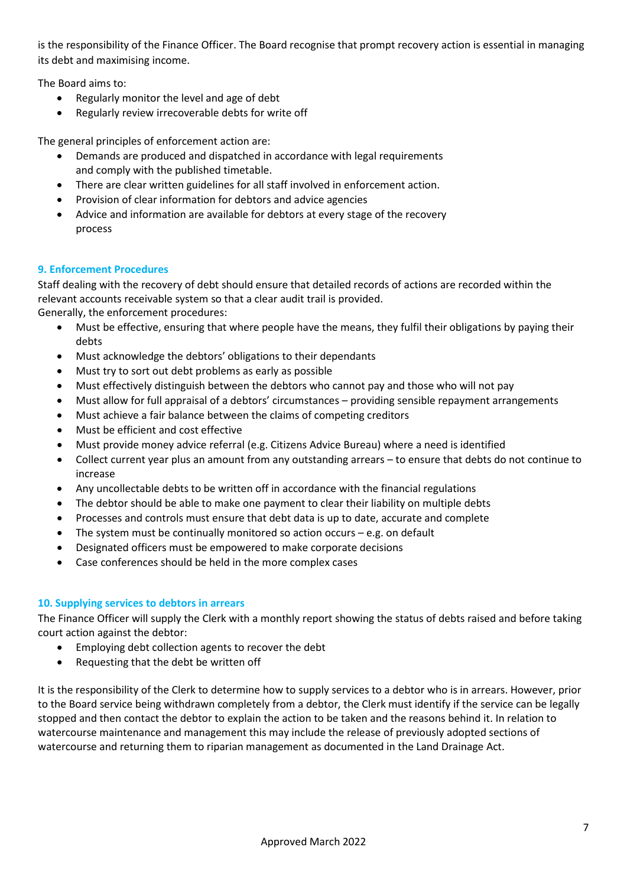is the responsibility of the Finance Officer. The Board recognise that prompt recovery action is essential in managing its debt and maximising income.

The Board aims to:

- Regularly monitor the level and age of debt
- Regularly review irrecoverable debts for write off

The general principles of enforcement action are:

- Demands are produced and dispatched in accordance with legal requirements and comply with the published timetable.
- There are clear written guidelines for all staff involved in enforcement action.
- Provision of clear information for debtors and advice agencies
- Advice and information are available for debtors at every stage of the recovery process

## 9. Enforcement Procedures

Staff dealing with the recovery of debt should ensure that detailed records of actions are recorded within the relevant accounts receivable system so that a clear audit trail is provided.
Generally, the enforcement procedures:

- Must be effective, ensuring that where people have the means, they fulfil their obligations by paying their debts
- Must acknowledge the debtors' obligations to their dependants
- Must try to sort out debt problems as early as possible
- Must effectively distinguish between the debtors who cannot pay and those who will not pay
- Must allow for full appraisal of a debtors' circumstances – providing sensible repayment arrangements
- Must achieve a fair balance between the claims of competing creditors
- Must be efficient and cost effective
- Must provide money advice referral (e.g. Citizens Advice Bureau) where a need is identified
- Collect current year plus an amount from any outstanding arrears – to ensure that debts do not continue to increase
- Any uncollectable debts to be written off in accordance with the financial regulations
- The debtor should be able to make one payment to clear their liability on multiple debts
- Processes and controls must ensure that debt data is up to date, accurate and complete
- The system must be continually monitored so action occurs – e.g. on default
- Designated officers must be empowered to make corporate decisions
- Case conferences should be held in the more complex cases

## 10. Supplying services to debtors in arrears

The Finance Officer will supply the Clerk with a monthly report showing the status of debts raised and before taking court action against the debtor:

- Employing debt collection agents to recover the debt
- Requesting that the debt be written off

It is the responsibility of the Clerk to determine how to supply services to a debtor who is in arrears. However, prior to the Board service being withdrawn completely from a debtor, the Clerk must identify if the service can be legally stopped and then contact the debtor to explain the action to be taken and the reasons behind it. In relation to watercourse maintenance and management this may include the release of previously adopted sections of watercourse and returning them to riparian management as documented in the Land Drainage Act.

Approved March 2022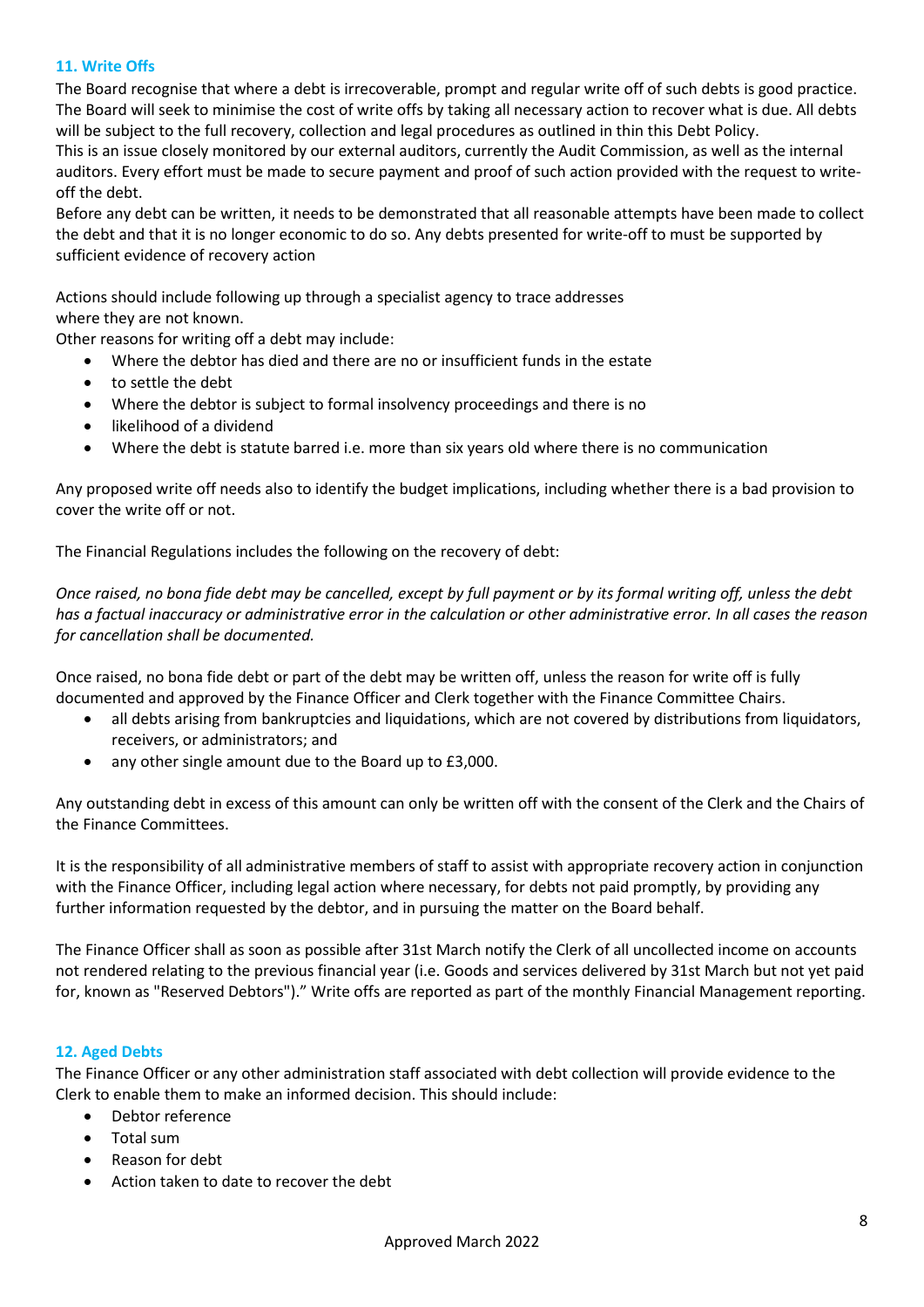## 11. Write Offs

The Board recognise that where a debt is irrecoverable, prompt and regular write off of such debts is good practice. The Board will seek to minimise the cost of write offs by taking all necessary action to recover what is due. All debts will be subject to the full recovery, collection and legal procedures as outlined in thin this Debt Policy.
This is an issue closely monitored by our external auditors, currently the Audit Commission, as well as the internal auditors. Every effort must be made to secure payment and proof of such action provided with the request to write-off the debt.
Before any debt can be written, it needs to be demonstrated that all reasonable attempts have been made to collect the debt and that it is no longer economic to do so. Any debts presented for write-off to must be supported by sufficient evidence of recovery action

Actions should include following up through a specialist agency to trace addresses
where they are not known.
Other reasons for writing off a debt may include:

- Where the debtor has died and there are no or insufficient funds in the estate
- to settle the debt
- Where the debtor is subject to formal insolvency proceedings and there is no
- likelihood of a dividend
- Where the debt is statute barred i.e. more than six years old where there is no communication

Any proposed write off needs also to identify the budget implications, including whether there is a bad provision to cover the write off or not.

The Financial Regulations includes the following on the recovery of debt:

*Once raised, no bona fide debt may be cancelled, except by full payment or by its formal writing off, unless the debt has a factual inaccuracy or administrative error in the calculation or other administrative error. In all cases the reason for cancellation shall be documented.*

Once raised, no bona fide debt or part of the debt may be written off, unless the reason for write off is fully documented and approved by the Finance Officer and Clerk together with the Finance Committee Chairs.

- all debts arising from bankruptcies and liquidations, which are not covered by distributions from liquidators, receivers, or administrators; and
- any other single amount due to the Board up to £3,000.

Any outstanding debt in excess of this amount can only be written off with the consent of the Clerk and the Chairs of the Finance Committees.

It is the responsibility of all administrative members of staff to assist with appropriate recovery action in conjunction with the Finance Officer, including legal action where necessary, for debts not paid promptly, by providing any further information requested by the debtor, and in pursuing the matter on the Board behalf.

The Finance Officer shall as soon as possible after 31st March notify the Clerk of all uncollected income on accounts not rendered relating to the previous financial year (i.e. Goods and services delivered by 31st March but not yet paid for, known as "Reserved Debtors")." Write offs are reported as part of the monthly Financial Management reporting.

## 12. Aged Debts

The Finance Officer or any other administration staff associated with debt collection will provide evidence to the Clerk to enable them to make an informed decision. This should include:

- Debtor reference
- Total sum
- Reason for debt
- Action taken to date to recover the debt

Approved March 2022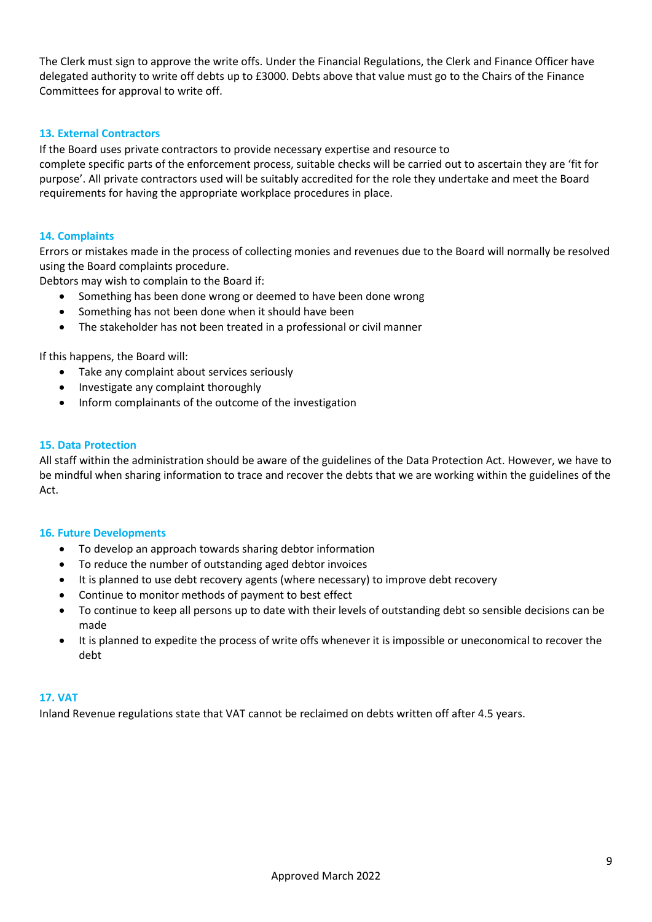The Clerk must sign to approve the write offs. Under the Financial Regulations, the Clerk and Finance Officer have delegated authority to write off debts up to £3000. Debts above that value must go to the Chairs of the Finance Committees for approval to write off.

### 13. External Contractors

If the Board uses private contractors to provide necessary expertise and resource to complete specific parts of the enforcement process, suitable checks will be carried out to ascertain they are 'fit for purpose'. All private contractors used will be suitably accredited for the role they undertake and meet the Board requirements for having the appropriate workplace procedures in place.

### 14. Complaints

Errors or mistakes made in the process of collecting monies and revenues due to the Board will normally be resolved using the Board complaints procedure.

Debtors may wish to complain to the Board if:

- Something has been done wrong or deemed to have been done wrong
- Something has not been done when it should have been
- The stakeholder has not been treated in a professional or civil manner

If this happens, the Board will:

- Take any complaint about services seriously
- Investigate any complaint thoroughly
- Inform complainants of the outcome of the investigation

### 15. Data Protection

All staff within the administration should be aware of the guidelines of the Data Protection Act. However, we have to be mindful when sharing information to trace and recover the debts that we are working within the guidelines of the Act.

### 16. Future Developments

- To develop an approach towards sharing debtor information
- To reduce the number of outstanding aged debtor invoices
- It is planned to use debt recovery agents (where necessary) to improve debt recovery
- Continue to monitor methods of payment to best effect
- To continue to keep all persons up to date with their levels of outstanding debt so sensible decisions can be made
- It is planned to expedite the process of write offs whenever it is impossible or uneconomical to recover the debt

### 17. VAT

Inland Revenue regulations state that VAT cannot be reclaimed on debts written off after 4.5 years.

Approved March 2022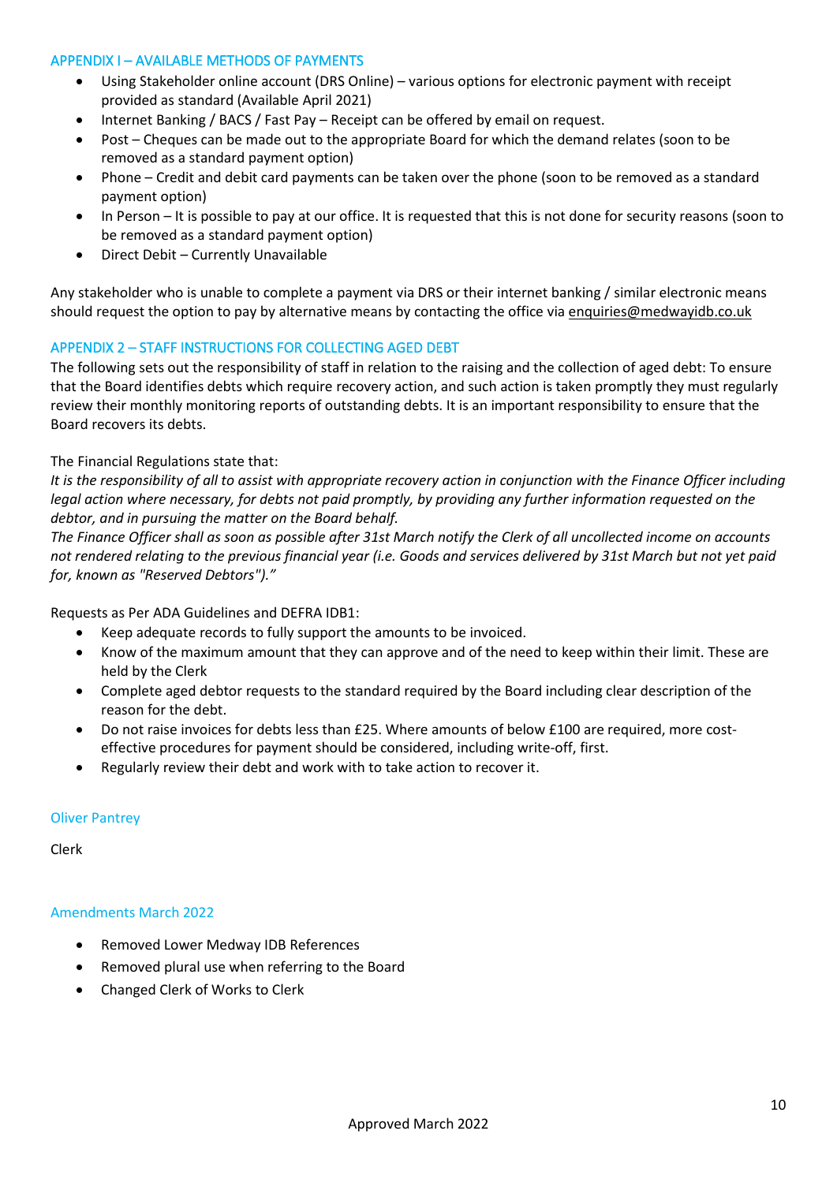## APPENDIX I – AVAILABLE METHODS OF PAYMENTS

- Using Stakeholder online account (DRS Online) – various options for electronic payment with receipt provided as standard (Available April 2021)
- Internet Banking / BACS / Fast Pay – Receipt can be offered by email on request.
- Post – Cheques can be made out to the appropriate Board for which the demand relates (soon to be removed as a standard payment option)
- Phone – Credit and debit card payments can be taken over the phone (soon to be removed as a standard payment option)
- In Person – It is possible to pay at our office. It is requested that this is not done for security reasons (soon to be removed as a standard payment option)
- Direct Debit – Currently Unavailable

Any stakeholder who is unable to complete a payment via DRS or their internet banking / similar electronic means should request the option to pay by alternative means by contacting the office via enquiries@medwayidb.co.uk

## APPENDIX 2 – STAFF INSTRUCTIONS FOR COLLECTING AGED DEBT

The following sets out the responsibility of staff in relation to the raising and the collection of aged debt: To ensure that the Board identifies debts which require recovery action, and such action is taken promptly they must regularly review their monthly monitoring reports of outstanding debts. It is an important responsibility to ensure that the Board recovers its debts.

The Financial Regulations state that:
*It is the responsibility of all to assist with appropriate recovery action in conjunction with the Finance Officer including legal action where necessary, for debts not paid promptly, by providing any further information requested on the debtor, and in pursuing the matter on the Board behalf.*
*The Finance Officer shall as soon as possible after 31st March notify the Clerk of all uncollected income on accounts not rendered relating to the previous financial year (i.e. Goods and services delivered by 31st March but not yet paid for, known as "Reserved Debtors")."*

Requests as Per ADA Guidelines and DEFRA IDB1:

- Keep adequate records to fully support the amounts to be invoiced.
- Know of the maximum amount that they can approve and of the need to keep within their limit. These are held by the Clerk
- Complete aged debtor requests to the standard required by the Board including clear description of the reason for the debt.
- Do not raise invoices for debts less than £25. Where amounts of below £100 are required, more cost-effective procedures for payment should be considered, including write-off, first.
- Regularly review their debt and work with to take action to recover it.

Oliver Pantrey

Clerk

### Amendments March 2022

- Removed Lower Medway IDB References
- Removed plural use when referring to the Board
- Changed Clerk of Works to Clerk

Approved March 2022